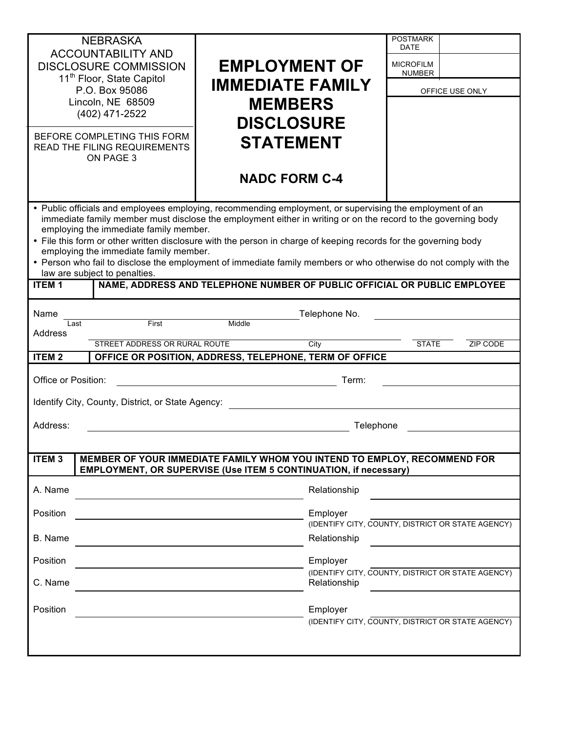NEBRASKA ACCOUNTABILITY AND DISCLOSURE COMMISSION
11th Floor, State Capitol
P.O. Box 95086
Lincoln, NE 68509
(402) 471-2522

BEFORE COMPLETING THIS FORM READ THE FILING REQUIREMENTS ON PAGE 3

# EMPLOYMENT OF IMMEDIATE FAMILY MEMBERS DISCLOSURE STATEMENT

## NADC FORM C-4

| POSTMARK DATE | |
|---|---|
| MICROFILM NUMBER | |

OFFICE USE ONLY

- Public officials and employees employing, recommending employment, or supervising the employment of an immediate family member must disclose the employment either in writing or on the record to the governing body employing the immediate family member.
- File this form or other written disclosure with the person in charge of keeping records for the governing body employing the immediate family member.
- Person who fail to disclose the employment of immediate family members or who otherwise do not comply with the law are subject to penalties.

**ITEM 1 — NAME, ADDRESS AND TELEPHONE NUMBER OF PUBLIC OFFICIAL OR PUBLIC EMPLOYEE**

Name ______________________________________ Telephone No. ______________
Last First Middle

Address ______________________________________ ______________ ________ ________
STREET ADDRESS OR RURAL ROUTE City STATE ZIP CODE

**ITEM 2 — OFFICE OR POSITION, ADDRESS, TELEPHONE, TERM OF OFFICE**

Office or Position: ______________________________ Term: ______________

Identify City, County, District, or State Agency: ______________________________

Address: ______________________________ Telephone ______________

**ITEM 3 — MEMBER OF YOUR IMMEDIATE FAMILY WHOM YOU INTEND TO EMPLOY, RECOMMEND FOR EMPLOYMENT, OR SUPERVISE (Use ITEM 5 CONTINUATION, if necessary)**

A. Name ______________________________ Relationship ______________

Position ______________________________ Employer ______________
(IDENTIFY CITY, COUNTY, DISTRICT OR STATE AGENCY)

B. Name ______________________________ Relationship ______________

Position ______________________________ Employer ______________
(IDENTIFY CITY, COUNTY, DISTRICT OR STATE AGENCY)

C. Name ______________________________ Relationship ______________

Position ______________________________ Employer ______________
(IDENTIFY CITY, COUNTY, DISTRICT OR STATE AGENCY)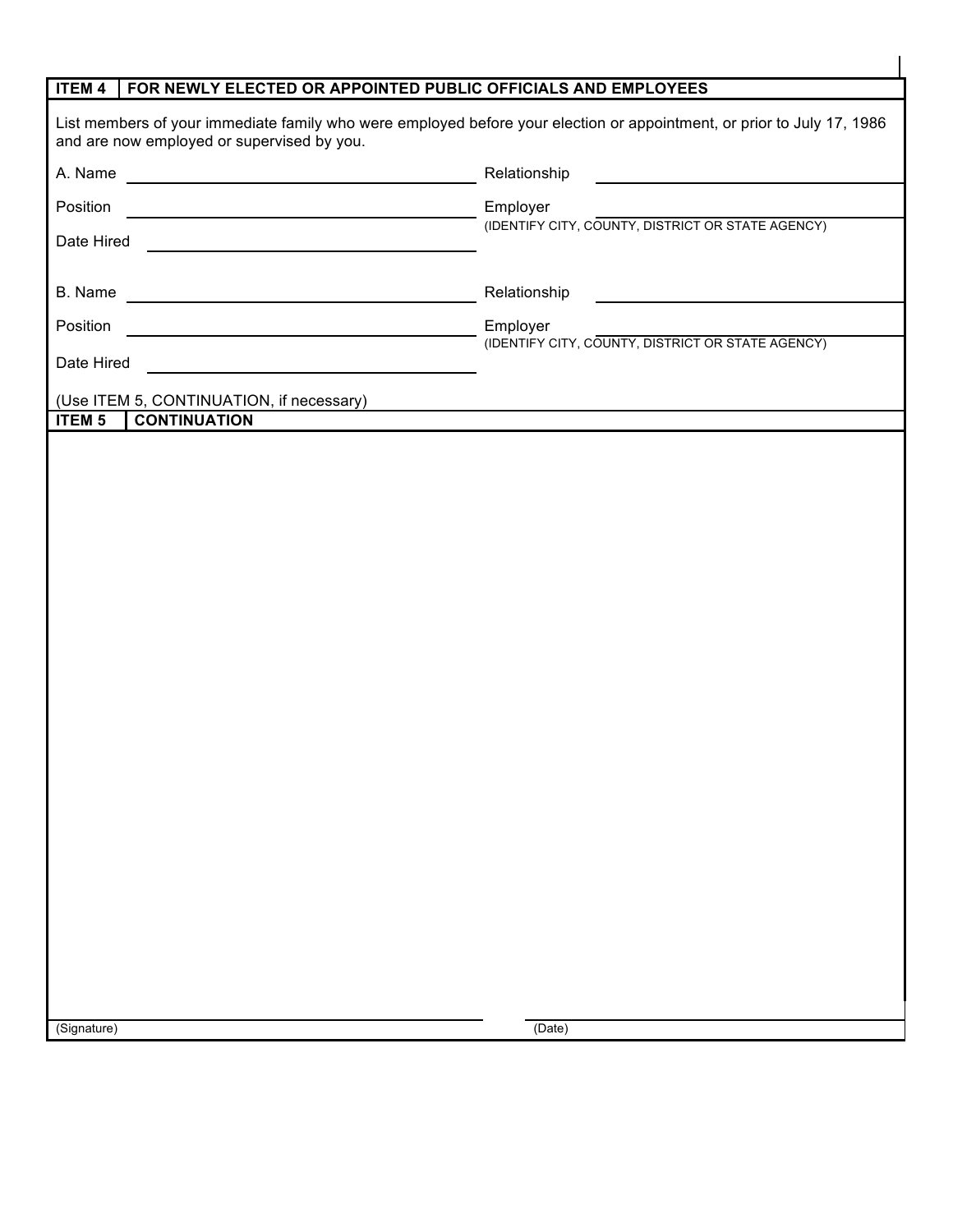## ITEM 4 | FOR NEWLY ELECTED OR APPOINTED PUBLIC OFFICIALS AND EMPLOYEES

List members of your immediate family who were employed before your election or appointment, or prior to July 17, 1986 and are now employed or supervised by you.

A. Name ______________________ Relationship ______________________

Position ______________________ Employer ______________________
(IDENTIFY CITY, COUNTY, DISTRICT OR STATE AGENCY)

Date Hired ______________________

B. Name ______________________ Relationship ______________________

Position ______________________ Employer ______________________
(IDENTIFY CITY, COUNTY, DISTRICT OR STATE AGENCY)

Date Hired ______________________

(Use ITEM 5, CONTINUATION, if necessary)

## ITEM 5 | CONTINUATION

______________________ ______________________
(Signature) (Date)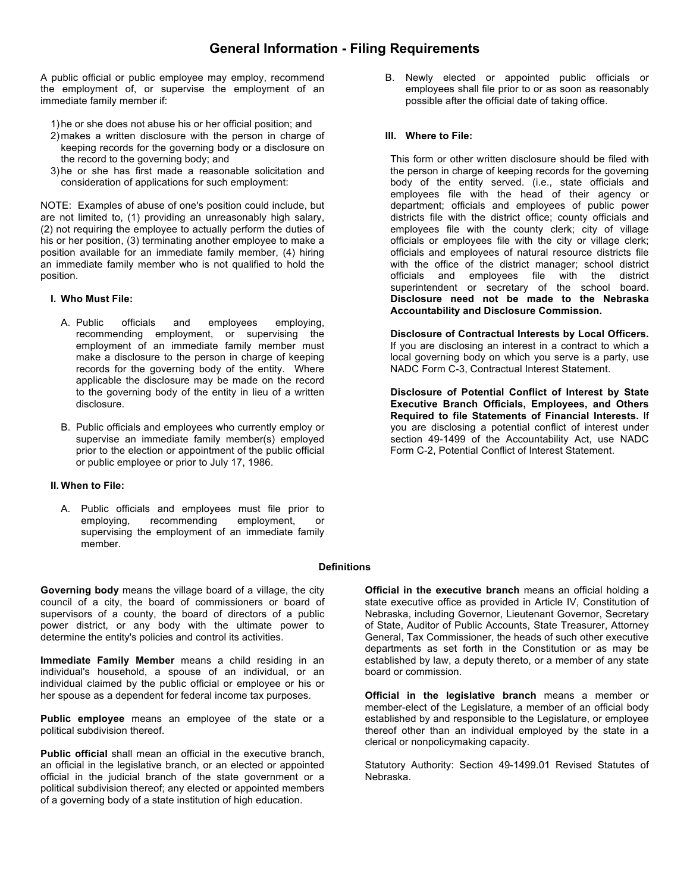# General Information - Filing Requirements

A public official or public employee may employ, recommend the employment of, or supervise the employment of an immediate family member if:

1) he or she does not abuse his or her official position; and
2) makes a written disclosure with the person in charge of keeping records for the governing body or a disclosure on the record to the governing body; and
3) he or she has first made a reasonable solicitation and consideration of applications for such employment:

NOTE: Examples of abuse of one's position could include, but are not limited to, (1) providing an unreasonably high salary, (2) not requiring the employee to actually perform the duties of his or her position, (3) terminating another employee to make a position available for an immediate family member, (4) hiring an immediate family member who is not qualified to hold the position.

### I. Who Must File:

A. Public officials and employees employing, recommending employment, or supervising the employment of an immediate family member must make a disclosure to the person in charge of keeping records for the governing body of the entity. Where applicable the disclosure may be made on the record to the governing body of the entity in lieu of a written disclosure.

B. Public officials and employees who currently employ or supervise an immediate family member(s) employed prior to the election or appointment of the public official or public employee or prior to July 17, 1986.

### II. When to File:

A. Public officials and employees must file prior to employing, recommending employment, or supervising the employment of an immediate family member.

B. Newly elected or appointed public officials or employees shall file prior to or as soon as reasonably possible after the official date of taking office.

### III. Where to File:

This form or other written disclosure should be filed with the person in charge of keeping records for the governing body of the entity served. (i.e., state officials and employees file with the head of their agency or department; officials and employees of public power districts file with the district office; county officials and employees file with the county clerk; city of village officials or employees file with the city or village clerk; officials and employees of natural resource districts file with the office of the district manager; school district officials and employees file with the district superintendent or secretary of the school board. **Disclosure need not be made to the Nebraska Accountability and Disclosure Commission.**

**Disclosure of Contractual Interests by Local Officers.** If you are disclosing an interest in a contract to which a local governing body on which you serve is a party, use NADC Form C-3, Contractual Interest Statement.

**Disclosure of Potential Conflict of Interest by State Executive Branch Officials, Employees, and Others Required to file Statements of Financial Interests.** If you are disclosing a potential conflict of interest under section 49-1499 of the Accountability Act, use NADC Form C-2, Potential Conflict of Interest Statement.

## Definitions

**Governing body** means the village board of a village, the city council of a city, the board of commissioners or board of supervisors of a county, the board of directors of a public power district, or any body with the ultimate power to determine the entity's policies and control its activities.

**Immediate Family Member** means a child residing in an individual's household, a spouse of an individual, or an individual claimed by the public official or employee or his or her spouse as a dependent for federal income tax purposes.

**Public employee** means an employee of the state or a political subdivision thereof.

**Public official** shall mean an official in the executive branch, an official in the legislative branch, or an elected or appointed official in the judicial branch of the state government or a political subdivision thereof; any elected or appointed members of a governing body of a state institution of high education.

**Official in the executive branch** means an official holding a state executive office as provided in Article IV, Constitution of Nebraska, including Governor, Lieutenant Governor, Secretary of State, Auditor of Public Accounts, State Treasurer, Attorney General, Tax Commissioner, the heads of such other executive departments as set forth in the Constitution or as may be established by law, a deputy thereto, or a member of any state board or commission.

**Official in the legislative branch** means a member or member-elect of the Legislature, a member of an official body established by and responsible to the Legislature, or employee thereof other than an individual employed by the state in a clerical or nonpolicymaking capacity.

Statutory Authority: Section 49-1499.01 Revised Statutes of Nebraska.